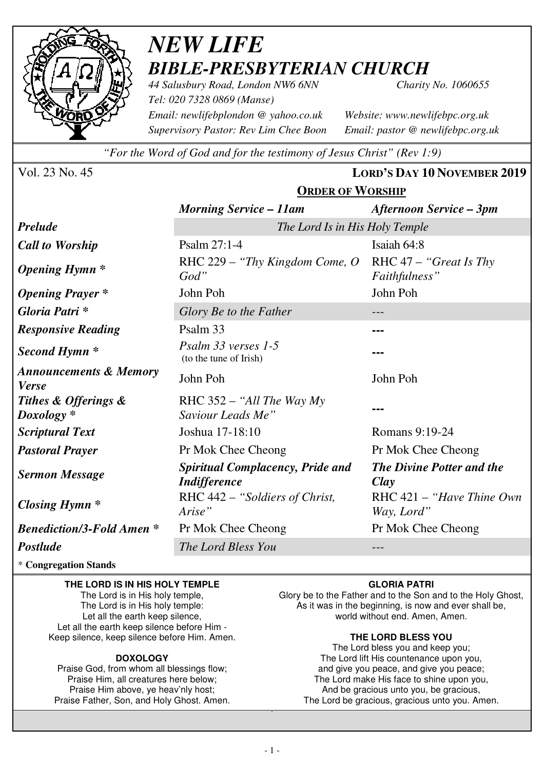# *NEW LIFE*
## *BIBLE-PRESBYTERIAN CHURCH*

*44 Salusbury Road, London NW6 6NN* — *Charity No. 1060655*
*Tel: 020 7328 0869 (Manse)*
*Email: newlifebplondon @ yahoo.co.uk* — *Website: www.newlifebpc.org.uk*
*Supervisory Pastor: Rev Lim Chee Boon* — *Email: pastor @ newlifebpc.org.uk*

*"For the Word of God and for the testimony of Jesus Christ" (Rev 1:9)*

Vol. 23 No. 45 — **LORD'S DAY 10 NOVEMBER 2019**

### ORDER OF WORSHIP

| | *Morning Service – 11am* | *Afternoon Service – 3pm* |
|---|---|---|
| ***Prelude*** | *The Lord Is in His Holy Temple* | |
| ***Call to Worship*** | Psalm 27:1-4 | Isaiah 64:8 |
| ***Opening Hymn **** | RHC 229 – *"Thy Kingdom Come, O God"* | RHC 47 – *"Great Is Thy Faithfulness"* |
| ***Opening Prayer **** | John Poh | John Poh |
| ***Gloria Patri **** | *Glory Be to the Father* | --- |
| ***Responsive Reading*** | Psalm 33 | --- |
| ***Second Hymn **** | *Psalm 33 verses 1-5* (to the tune of Irish) | --- |
| ***Announcements & Memory Verse*** | John Poh | John Poh |
| ***Tithes & Offerings & Doxology **** | RHC 352 – *"All The Way My Saviour Leads Me"* | --- |
| ***Scriptural Text*** | Joshua 17-18:10 | Romans 9:19-24 |
| ***Pastoral Prayer*** | Pr Mok Chee Cheong | Pr Mok Chee Cheong |
| ***Sermon Message*** | ***Spiritual Complacency, Pride and Indifference*** | ***The Divine Potter and the Clay*** |
| ***Closing Hymn **** | RHC 442 – *"Soldiers of Christ, Arise"* | RHC 421 – *"Have Thine Own Way, Lord"* |
| ***Benediction/3-Fold Amen **** | Pr Mok Chee Cheong | Pr Mok Chee Cheong |
| ***Postlude*** | *The Lord Bless You* | --- |

\* **Congregation Stands**

**THE LORD IS IN HIS HOLY TEMPLE**

The Lord is in His holy temple,
The Lord is in His holy temple:
Let all the earth keep silence,
Let all the earth keep silence before Him -
Keep silence, keep silence before Him. Amen.

**DOXOLOGY**

Praise God, from whom all blessings flow;
Praise Him, all creatures here below;
Praise Him above, ye heav'nly host;
Praise Father, Son, and Holy Ghost. Amen.

**GLORIA PATRI**

Glory be to the Father and to the Son and to the Holy Ghost,
As it was in the beginning, is now and ever shall be,
world without end. Amen, Amen.

**THE LORD BLESS YOU**

The Lord bless you and keep you;
The Lord lift His countenance upon you,
and give you peace, and give you peace;
The Lord make His face to shine upon you,
And be gracious unto you, be gracious,
The Lord be gracious, gracious unto you. Amen.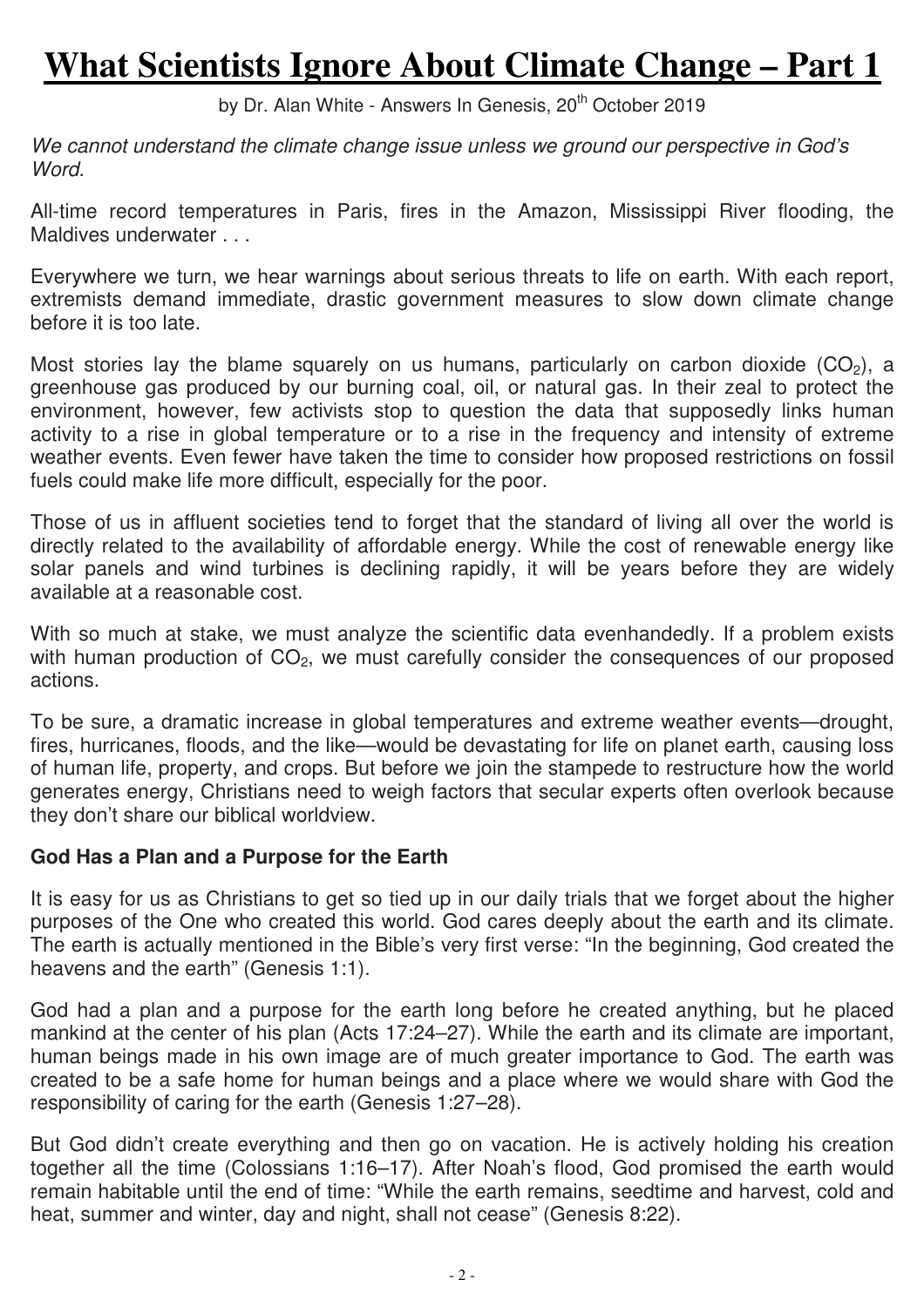# What Scientists Ignore About Climate Change – Part 1

by Dr. Alan White - Answers In Genesis, 20th October 2019

*We cannot understand the climate change issue unless we ground our perspective in God's Word.*

All-time record temperatures in Paris, fires in the Amazon, Mississippi River flooding, the Maldives underwater . . .

Everywhere we turn, we hear warnings about serious threats to life on earth. With each report, extremists demand immediate, drastic government measures to slow down climate change before it is too late.

Most stories lay the blame squarely on us humans, particularly on carbon dioxide ($CO_2$), a greenhouse gas produced by our burning coal, oil, or natural gas. In their zeal to protect the environment, however, few activists stop to question the data that supposedly links human activity to a rise in global temperature or to a rise in the frequency and intensity of extreme weather events. Even fewer have taken the time to consider how proposed restrictions on fossil fuels could make life more difficult, especially for the poor.

Those of us in affluent societies tend to forget that the standard of living all over the world is directly related to the availability of affordable energy. While the cost of renewable energy like solar panels and wind turbines is declining rapidly, it will be years before they are widely available at a reasonable cost.

With so much at stake, we must analyze the scientific data evenhandedly. If a problem exists with human production of $CO_2$, we must carefully consider the consequences of our proposed actions.

To be sure, a dramatic increase in global temperatures and extreme weather events—drought, fires, hurricanes, floods, and the like—would be devastating for life on planet earth, causing loss of human life, property, and crops. But before we join the stampede to restructure how the world generates energy, Christians need to weigh factors that secular experts often overlook because they don't share our biblical worldview.

### God Has a Plan and a Purpose for the Earth

It is easy for us as Christians to get so tied up in our daily trials that we forget about the higher purposes of the One who created this world. God cares deeply about the earth and its climate. The earth is actually mentioned in the Bible's very first verse: "In the beginning, God created the heavens and the earth" (Genesis 1:1).

God had a plan and a purpose for the earth long before he created anything, but he placed mankind at the center of his plan (Acts 17:24–27). While the earth and its climate are important, human beings made in his own image are of much greater importance to God. The earth was created to be a safe home for human beings and a place where we would share with God the responsibility of caring for the earth (Genesis 1:27–28).

But God didn't create everything and then go on vacation. He is actively holding his creation together all the time (Colossians 1:16–17). After Noah's flood, God promised the earth would remain habitable until the end of time: "While the earth remains, seedtime and harvest, cold and heat, summer and winter, day and night, shall not cease" (Genesis 8:22).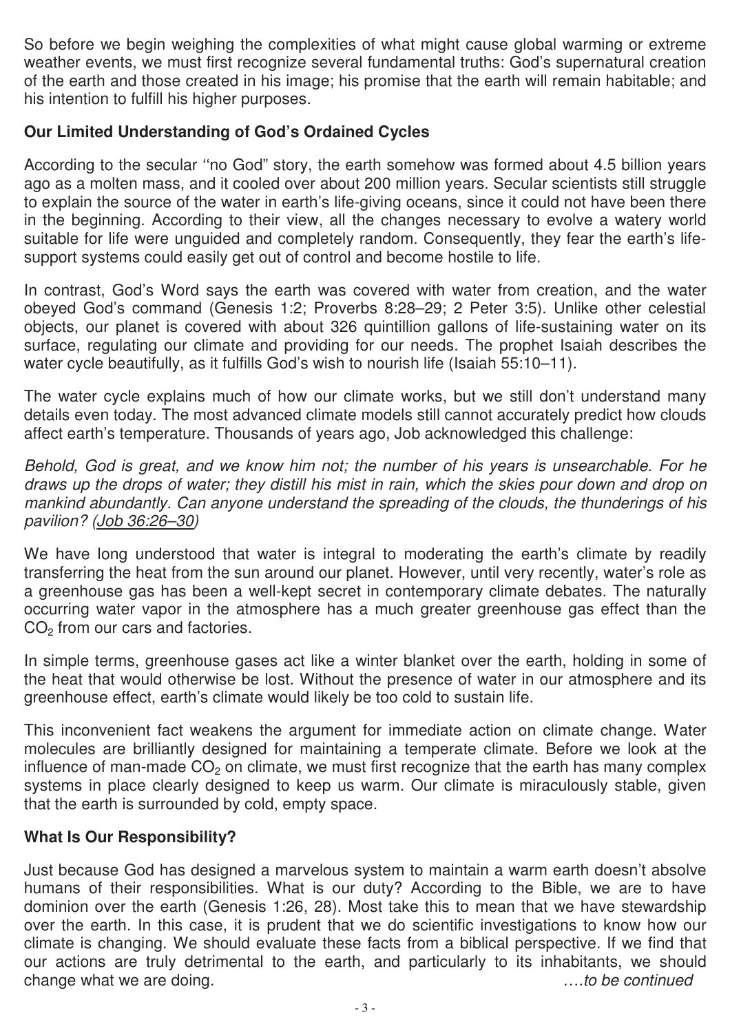So before we begin weighing the complexities of what might cause global warming or extreme weather events, we must first recognize several fundamental truths: God's supernatural creation of the earth and those created in his image; his promise that the earth will remain habitable; and his intention to fulfill his higher purposes.

## Our Limited Understanding of God's Ordained Cycles

According to the secular ''no God" story, the earth somehow was formed about 4.5 billion years ago as a molten mass, and it cooled over about 200 million years. Secular scientists still struggle to explain the source of the water in earth's life-giving oceans, since it could not have been there in the beginning. According to their view, all the changes necessary to evolve a watery world suitable for life were unguided and completely random. Consequently, they fear the earth's life-support systems could easily get out of control and become hostile to life.

In contrast, God's Word says the earth was covered with water from creation, and the water obeyed God's command (Genesis 1:2; Proverbs 8:28–29; 2 Peter 3:5). Unlike other celestial objects, our planet is covered with about 326 quintillion gallons of life-sustaining water on its surface, regulating our climate and providing for our needs. The prophet Isaiah describes the water cycle beautifully, as it fulfills God's wish to nourish life (Isaiah 55:10–11).

The water cycle explains much of how our climate works, but we still don't understand many details even today. The most advanced climate models still cannot accurately predict how clouds affect earth's temperature. Thousands of years ago, Job acknowledged this challenge:

*Behold, God is great, and we know him not; the number of his years is unsearchable. For he draws up the drops of water; they distill his mist in rain, which the skies pour down and drop on mankind abundantly. Can anyone understand the spreading of the clouds, the thunderings of his pavilion? (Job 36:26–30)*

We have long understood that water is integral to moderating the earth's climate by readily transferring the heat from the sun around our planet. However, until very recently, water's role as a greenhouse gas has been a well-kept secret in contemporary climate debates. The naturally occurring water vapor in the atmosphere has a much greater greenhouse gas effect than the $CO_2$ from our cars and factories.

In simple terms, greenhouse gases act like a winter blanket over the earth, holding in some of the heat that would otherwise be lost. Without the presence of water in our atmosphere and its greenhouse effect, earth's climate would likely be too cold to sustain life.

This inconvenient fact weakens the argument for immediate action on climate change. Water molecules are brilliantly designed for maintaining a temperate climate. Before we look at the influence of man-made $CO_2$ on climate, we must first recognize that the earth has many complex systems in place clearly designed to keep us warm. Our climate is miraculously stable, given that the earth is surrounded by cold, empty space.

## What Is Our Responsibility?

Just because God has designed a marvelous system to maintain a warm earth doesn't absolve humans of their responsibilities. What is our duty? According to the Bible, we are to have dominion over the earth (Genesis 1:26, 28). Most take this to mean that we have stewardship over the earth. In this case, it is prudent that we do scientific investigations to know how our climate is changing. We should evaluate these facts from a biblical perspective. If we find that our actions are truly detrimental to the earth, and particularly to its inhabitants, we should change what we are doing.

*….to be continued*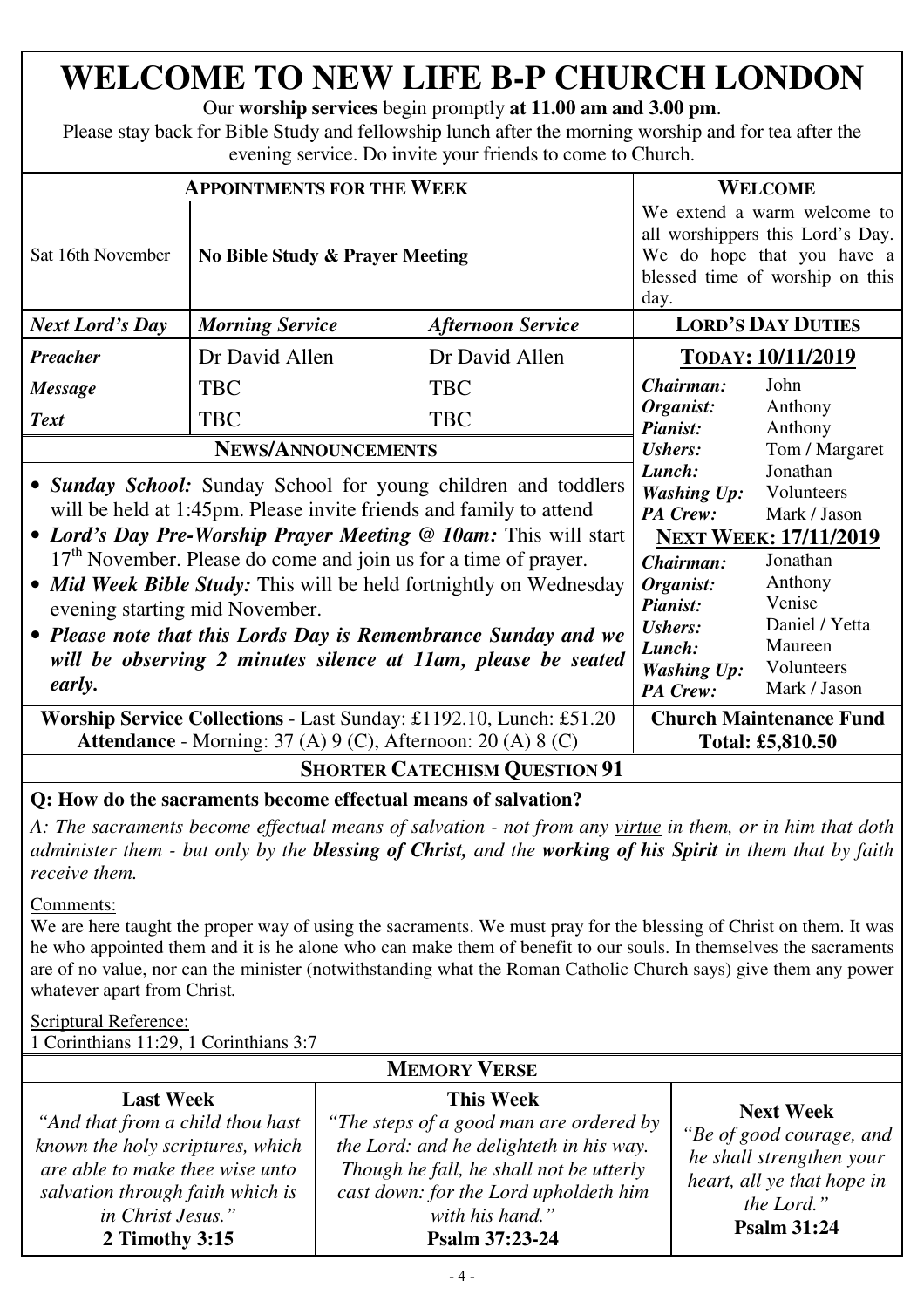# WELCOME TO NEW LIFE B-P CHURCH LONDON

Our **worship services** begin promptly **at 11.00 am and 3.00 pm**.
Please stay back for Bible Study and fellowship lunch after the morning worship and for tea after the evening service. Do invite your friends to come to Church.

## APPOINTMENTS FOR THE WEEK

| | | |
|---|---|---|
| Sat 16th November | **No Bible Study & Prayer Meeting** | |
| ***Next Lord's Day*** | ***Morning Service*** | ***Afternoon Service*** |
| ***Preacher*** | Dr David Allen | Dr David Allen |
| ***Message*** | TBC | TBC |
| ***Text*** | TBC | TBC |

## WELCOME

We extend a warm welcome to all worshippers this Lord's Day. We do hope that you have a blessed time of worship on this day.

## LORD'S DAY DUTIES

**TODAY: 10/11/2019**

| | |
|---|---|
| ***Chairman:*** | John |
| ***Organist:*** | Anthony |
| ***Pianist:*** | Anthony |
| ***Ushers:*** | Tom / Margaret |
| ***Lunch:*** | Jonathan |
| ***Washing Up:*** | Volunteers |
| ***PA Crew:*** | Mark / Jason |

**NEXT WEEK: 17/11/2019**

| | |
|---|---|
| ***Chairman:*** | Jonathan |
| ***Organist:*** | Anthony |
| ***Pianist:*** | Venise |
| ***Ushers:*** | Daniel / Yetta |
| ***Lunch:*** | Maureen |
| ***Washing Up:*** | Volunteers |
| ***PA Crew:*** | Mark / Jason |

## NEWS/ANNOUNCEMENTS

- ***Sunday School:*** Sunday School for young children and toddlers will be held at 1:45pm. Please invite friends and family to attend
- ***Lord's Day Pre-Worship Prayer Meeting @ 10am:*** This will start 17th November. Please do come and join us for a time of prayer.
- ***Mid Week Bible Study:*** This will be held fortnightly on Wednesday evening starting mid November.
- ***Please note that this Lords Day is Remembrance Sunday and we will be observing 2 minutes silence at 11am, please be seated early.***

**Worship Service Collections** - Last Sunday: £1192.10, Lunch: £51.20
**Attendance** - Morning: 37 (A) 9 (C), Afternoon: 20 (A) 8 (C)

**Church Maintenance Fund**
**Total: £5,810.50**

## SHORTER CATECHISM QUESTION 91

**Q: How do the sacraments become effectual means of salvation?**

*A: The sacraments become effectual means of salvation - not from any virtue in them, or in him that doth administer them - but only by the **blessing of Christ,** and the **working of his Spirit** in them that by faith receive them.*

Comments:
We are here taught the proper way of using the sacraments. We must pray for the blessing of Christ on them. It was he who appointed them and it is he alone who can make them of benefit to our souls. In themselves the sacraments are of no value, nor can the minister (notwithstanding what the Roman Catholic Church says) give them any power whatever apart from Christ.

Scriptural Reference:
1 Corinthians 11:29, 1 Corinthians 3:7

## MEMORY VERSE

| Last Week | This Week | Next Week |
|---|---|---|
| *"And that from a child thou hast known the holy scriptures, which are able to make thee wise unto salvation through faith which is in Christ Jesus."* **2 Timothy 3:15** | *"The steps of a good man are ordered by the Lord: and he delighteth in his way. Though he fall, he shall not be utterly cast down: for the Lord upholdeth him with his hand."* **Psalm 37:23-24** | *"Be of good courage, and he shall strengthen your heart, all ye that hope in the Lord."* **Psalm 31:24** |